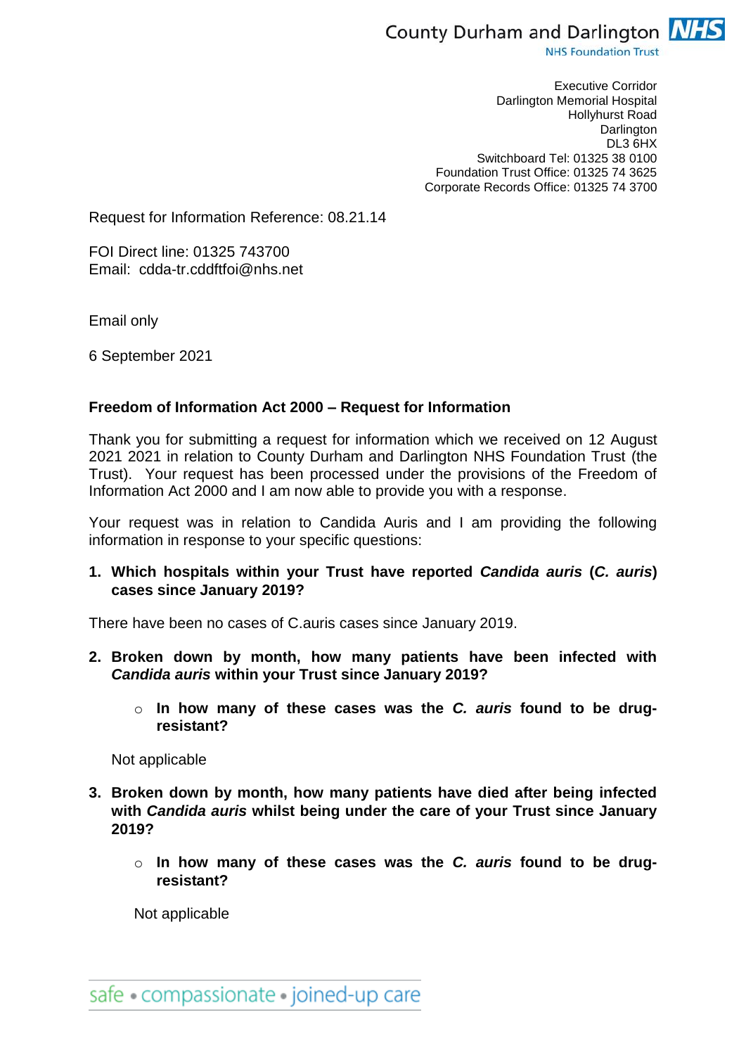County Durham and Darlington NHS
NHS Foundation Trust

Executive Corridor
Darlington Memorial Hospital
Hollyhurst Road
Darlington
DL3 6HX
Switchboard Tel: 01325 38 0100
Foundation Trust Office: 01325 74 3625
Corporate Records Office: 01325 74 3700

Request for Information Reference: 08.21.14

FOI Direct line: 01325 743700
Email: cdda-tr.cddftfoi@nhs.net

Email only

6 September 2021

**Freedom of Information Act 2000 – Request for Information**

Thank you for submitting a request for information which we received on 12 August 2021 2021 in relation to County Durham and Darlington NHS Foundation Trust (the Trust). Your request has been processed under the provisions of the Freedom of Information Act 2000 and I am now able to provide you with a response.

Your request was in relation to Candida Auris and I am providing the following information in response to your specific questions:

1. **Which hospitals within your Trust have reported *Candida auris* (*C. auris*) cases since January 2019?**

There have been no cases of C.auris cases since January 2019.

2. **Broken down by month, how many patients have been infected with *Candida auris* within your Trust since January 2019?**

    - **In how many of these cases was the *C. auris* found to be drug-resistant?**

    Not applicable

3. **Broken down by month, how many patients have died after being infected with *Candida auris* whilst being under the care of your Trust since January 2019?**

    - **In how many of these cases was the *C. auris* found to be drug-resistant?**

    Not applicable

safe • compassionate • joined-up care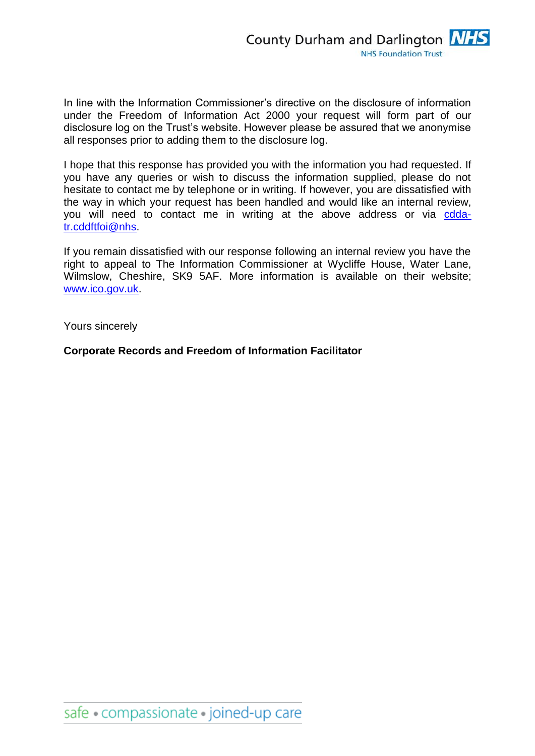In line with the Information Commissioner's directive on the disclosure of information under the Freedom of Information Act 2000 your request will form part of our disclosure log on the Trust's website. However please be assured that we anonymise all responses prior to adding them to the disclosure log.

I hope that this response has provided you with the information you had requested. If you have any queries or wish to discuss the information supplied, please do not hesitate to contact me by telephone or in writing. If however, you are dissatisfied with the way in which your request has been handled and would like an internal review, you will need to contact me in writing at the above address or via cdda-tr.cddftfoi@nhs.

If you remain dissatisfied with our response following an internal review you have the right to appeal to The Information Commissioner at Wycliffe House, Water Lane, Wilmslow, Cheshire, SK9 5AF. More information is available on their website; www.ico.gov.uk.

Yours sincerely

**Corporate Records and Freedom of Information Facilitator**